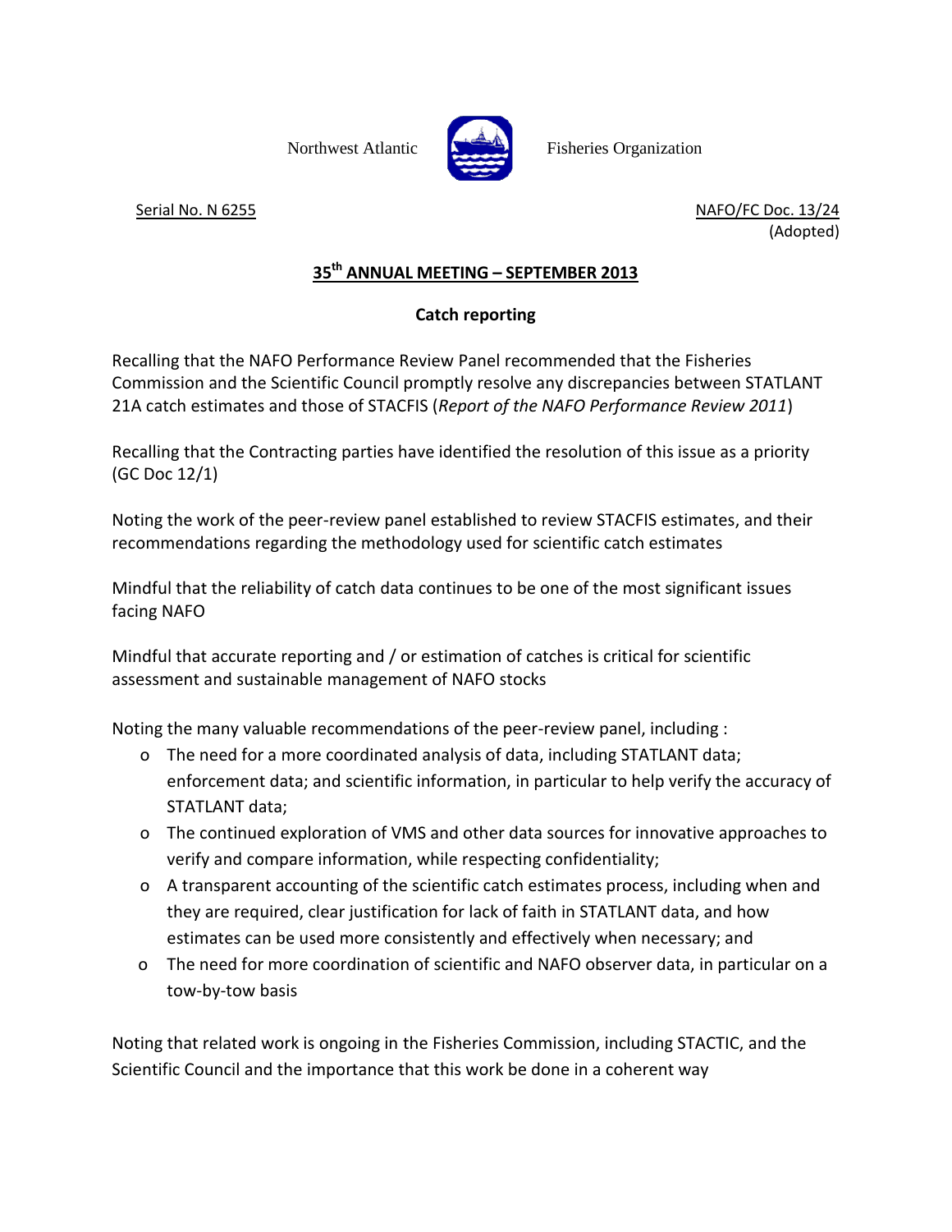Northwest Atlantic Fisheries Organization

Serial No. N 6255

NAFO/FC Doc. 13/24
(Adopted)

## 35th ANNUAL MEETING – SEPTEMBER 2013

### Catch reporting

Recalling that the NAFO Performance Review Panel recommended that the Fisheries Commission and the Scientific Council promptly resolve any discrepancies between STATLANT 21A catch estimates and those of STACFIS (*Report of the NAFO Performance Review 2011*)

Recalling that the Contracting parties have identified the resolution of this issue as a priority (GC Doc 12/1)

Noting the work of the peer-review panel established to review STACFIS estimates, and their recommendations regarding the methodology used for scientific catch estimates

Mindful that the reliability of catch data continues to be one of the most significant issues facing NAFO

Mindful that accurate reporting and / or estimation of catches is critical for scientific assessment and sustainable management of NAFO stocks

Noting the many valuable recommendations of the peer-review panel, including :

- The need for a more coordinated analysis of data, including STATLANT data; enforcement data; and scientific information, in particular to help verify the accuracy of STATLANT data;
- The continued exploration of VMS and other data sources for innovative approaches to verify and compare information, while respecting confidentiality;
- A transparent accounting of the scientific catch estimates process, including when and they are required, clear justification for lack of faith in STATLANT data, and how estimates can be used more consistently and effectively when necessary; and
- The need for more coordination of scientific and NAFO observer data, in particular on a tow-by-tow basis

Noting that related work is ongoing in the Fisheries Commission, including STACTIC, and the Scientific Council and the importance that this work be done in a coherent way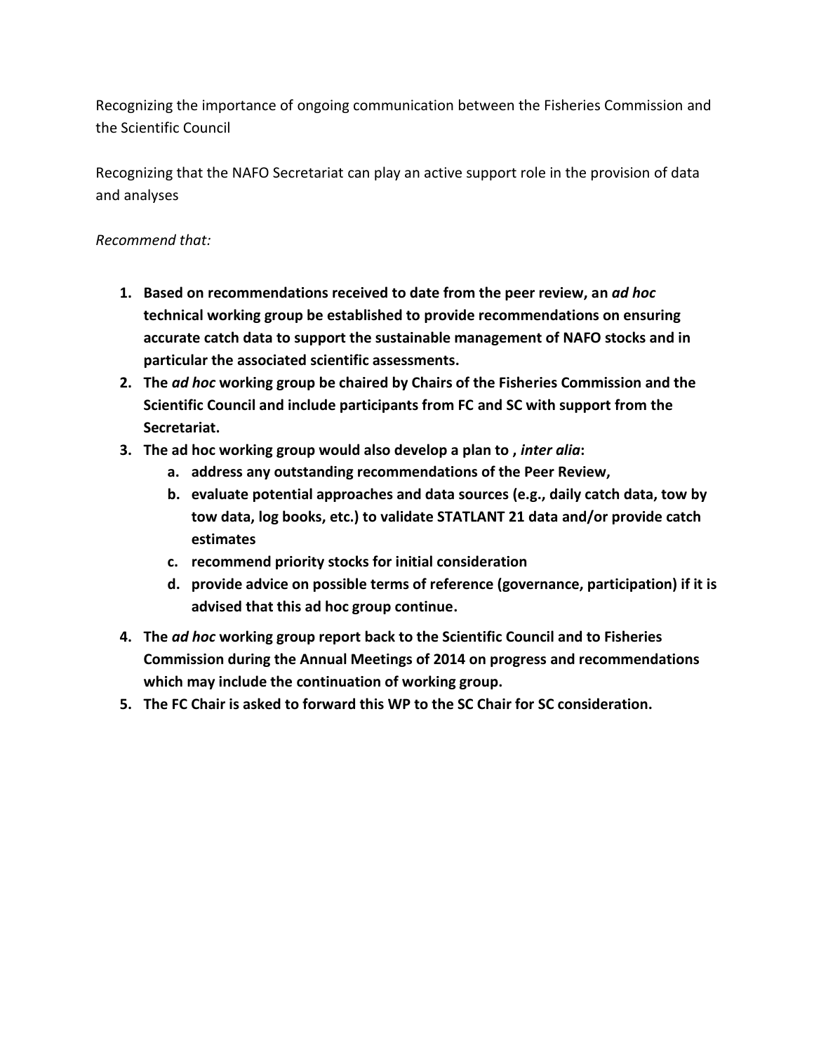Recognizing the importance of ongoing communication between the Fisheries Commission and the Scientific Council

Recognizing that the NAFO Secretariat can play an active support role in the provision of data and analyses

*Recommend that:*

1. **Based on recommendations received to date from the peer review, an *ad hoc* technical working group be established to provide recommendations on ensuring accurate catch data to support the sustainable management of NAFO stocks and in particular the associated scientific assessments.**
2. **The *ad hoc* working group be chaired by Chairs of the Fisheries Commission and the Scientific Council and include participants from FC and SC with support from the Secretariat.**
3. **The ad hoc working group would also develop a plan to , *inter alia*:**
    a. **address any outstanding recommendations of the Peer Review,**
    b. **evaluate potential approaches and data sources (e.g., daily catch data, tow by tow data, log books, etc.) to validate STATLANT 21 data and/or provide catch estimates**
    c. **recommend priority stocks for initial consideration**
    d. **provide advice on possible terms of reference (governance, participation) if it is advised that this ad hoc group continue.**
4. **The *ad hoc* working group report back to the Scientific Council and to Fisheries Commission during the Annual Meetings of 2014 on progress and recommendations which may include the continuation of working group.**
5. **The FC Chair is asked to forward this WP to the SC Chair for SC consideration.**